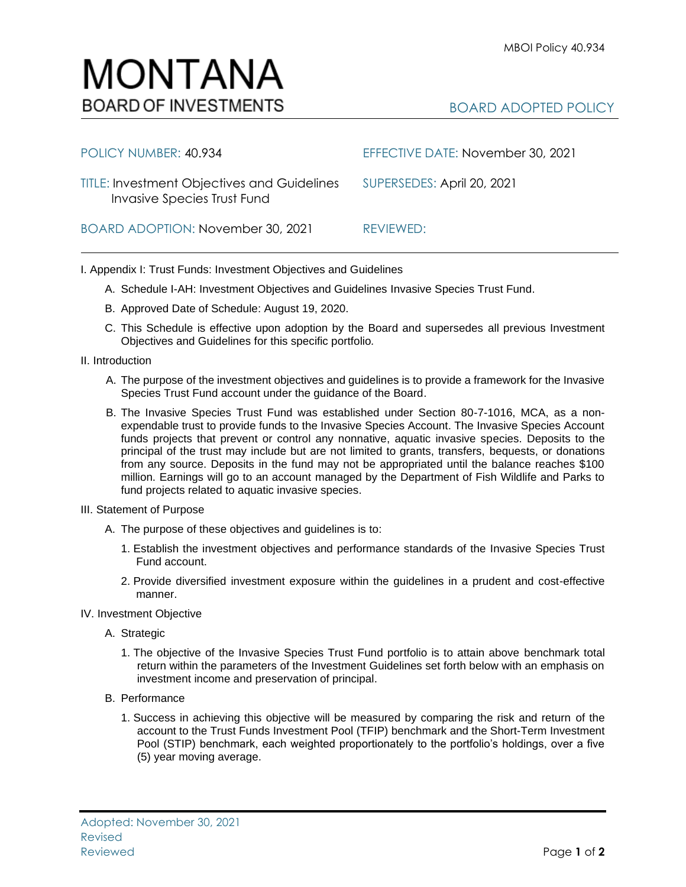# MONTANA
## BOARD OF INVESTMENTS

**BOARD ADOPTED POLICY**

| | |
|---|---|
| POLICY NUMBER: 40.934 | EFFECTIVE DATE: November 30, 2021 |
| TITLE: Investment Objectives and Guidelines Invasive Species Trust Fund | SUPERSEDES: April 20, 2021 |
| BOARD ADOPTION: November 30, 2021 | REVIEWED: |

I. Appendix I: Trust Funds: Investment Objectives and Guidelines

A. Schedule I-AH: Investment Objectives and Guidelines Invasive Species Trust Fund.

B. Approved Date of Schedule: August 19, 2020.

C. This Schedule is effective upon adoption by the Board and supersedes all previous Investment Objectives and Guidelines for this specific portfolio.

II. Introduction

A. The purpose of the investment objectives and guidelines is to provide a framework for the Invasive Species Trust Fund account under the guidance of the Board.

B. The Invasive Species Trust Fund was established under Section 80-7-1016, MCA, as a non-expendable trust to provide funds to the Invasive Species Account. The Invasive Species Account funds projects that prevent or control any nonnative, aquatic invasive species. Deposits to the principal of the trust may include but are not limited to grants, transfers, bequests, or donations from any source. Deposits in the fund may not be appropriated until the balance reaches $100 million. Earnings will go to an account managed by the Department of Fish Wildlife and Parks to fund projects related to aquatic invasive species.

III. Statement of Purpose

A. The purpose of these objectives and guidelines is to:

1. Establish the investment objectives and performance standards of the Invasive Species Trust Fund account.

2. Provide diversified investment exposure within the guidelines in a prudent and cost-effective manner.

IV. Investment Objective

A. Strategic

1. The objective of the Invasive Species Trust Fund portfolio is to attain above benchmark total return within the parameters of the Investment Guidelines set forth below with an emphasis on investment income and preservation of principal.

B. Performance

1. Success in achieving this objective will be measured by comparing the risk and return of the account to the Trust Funds Investment Pool (TFIP) benchmark and the Short-Term Investment Pool (STIP) benchmark, each weighted proportionately to the portfolio's holdings, over a five (5) year moving average.

Adopted: November 30, 2021
Revised
Reviewed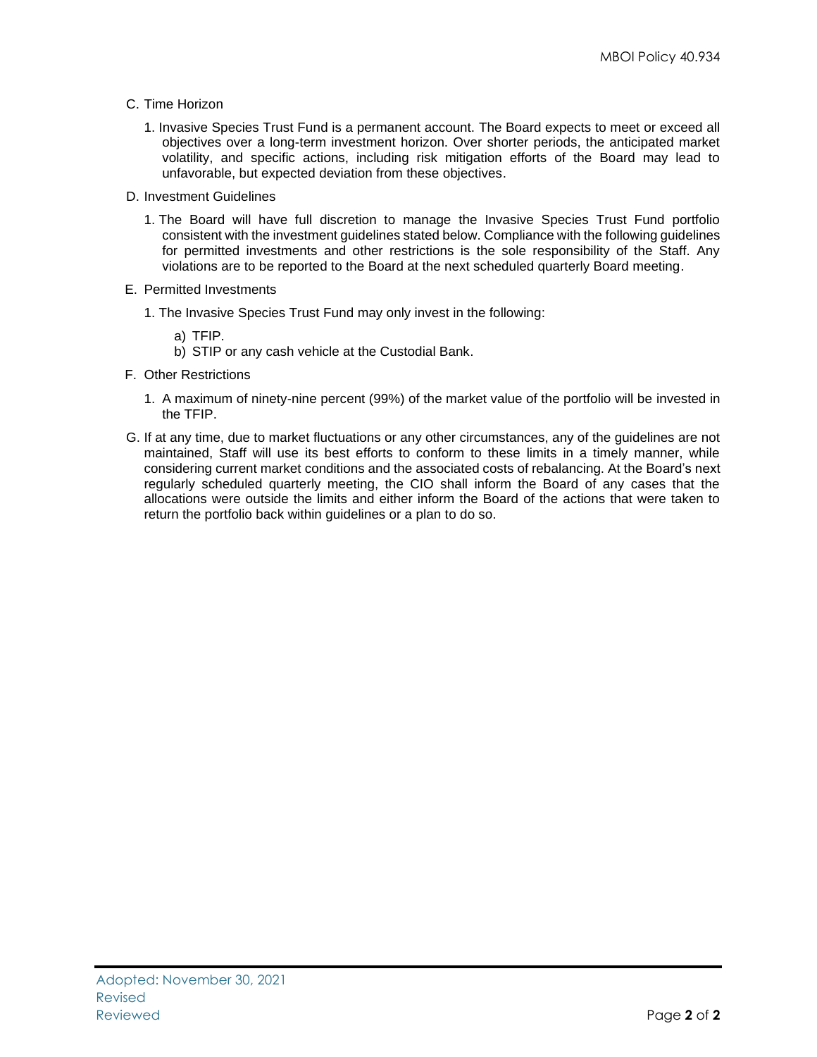C. Time Horizon

1. Invasive Species Trust Fund is a permanent account. The Board expects to meet or exceed all objectives over a long-term investment horizon. Over shorter periods, the anticipated market volatility, and specific actions, including risk mitigation efforts of the Board may lead to unfavorable, but expected deviation from these objectives.

D. Investment Guidelines

1. The Board will have full discretion to manage the Invasive Species Trust Fund portfolio consistent with the investment guidelines stated below. Compliance with the following guidelines for permitted investments and other restrictions is the sole responsibility of the Staff. Any violations are to be reported to the Board at the next scheduled quarterly Board meeting.

E. Permitted Investments

1. The Invasive Species Trust Fund may only invest in the following:

   a) TFIP.
   b) STIP or any cash vehicle at the Custodial Bank.

F. Other Restrictions

1. A maximum of ninety-nine percent (99%) of the market value of the portfolio will be invested in the TFIP.

G. If at any time, due to market fluctuations or any other circumstances, any of the guidelines are not maintained, Staff will use its best efforts to conform to these limits in a timely manner, while considering current market conditions and the associated costs of rebalancing. At the Board's next regularly scheduled quarterly meeting, the CIO shall inform the Board of any cases that the allocations were outside the limits and either inform the Board of the actions that were taken to return the portfolio back within guidelines or a plan to do so.

Adopted: November 30, 2021
Revised
Reviewed